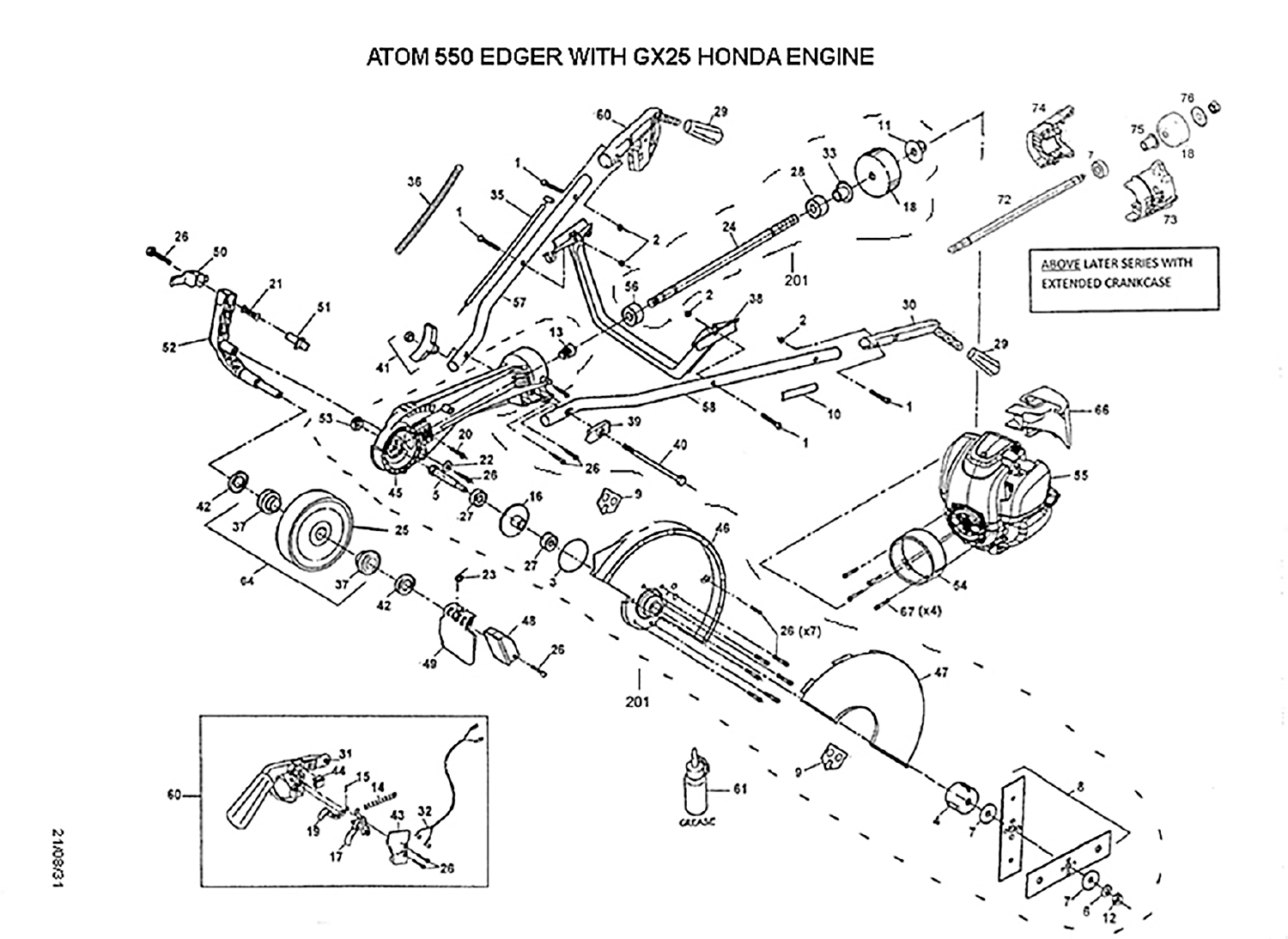# ATOM 550 EDGER WITH GX25 HONDA ENGINE

ABOVE LATER SERIES WITH EXTENDED CRANKCASE

21/08/31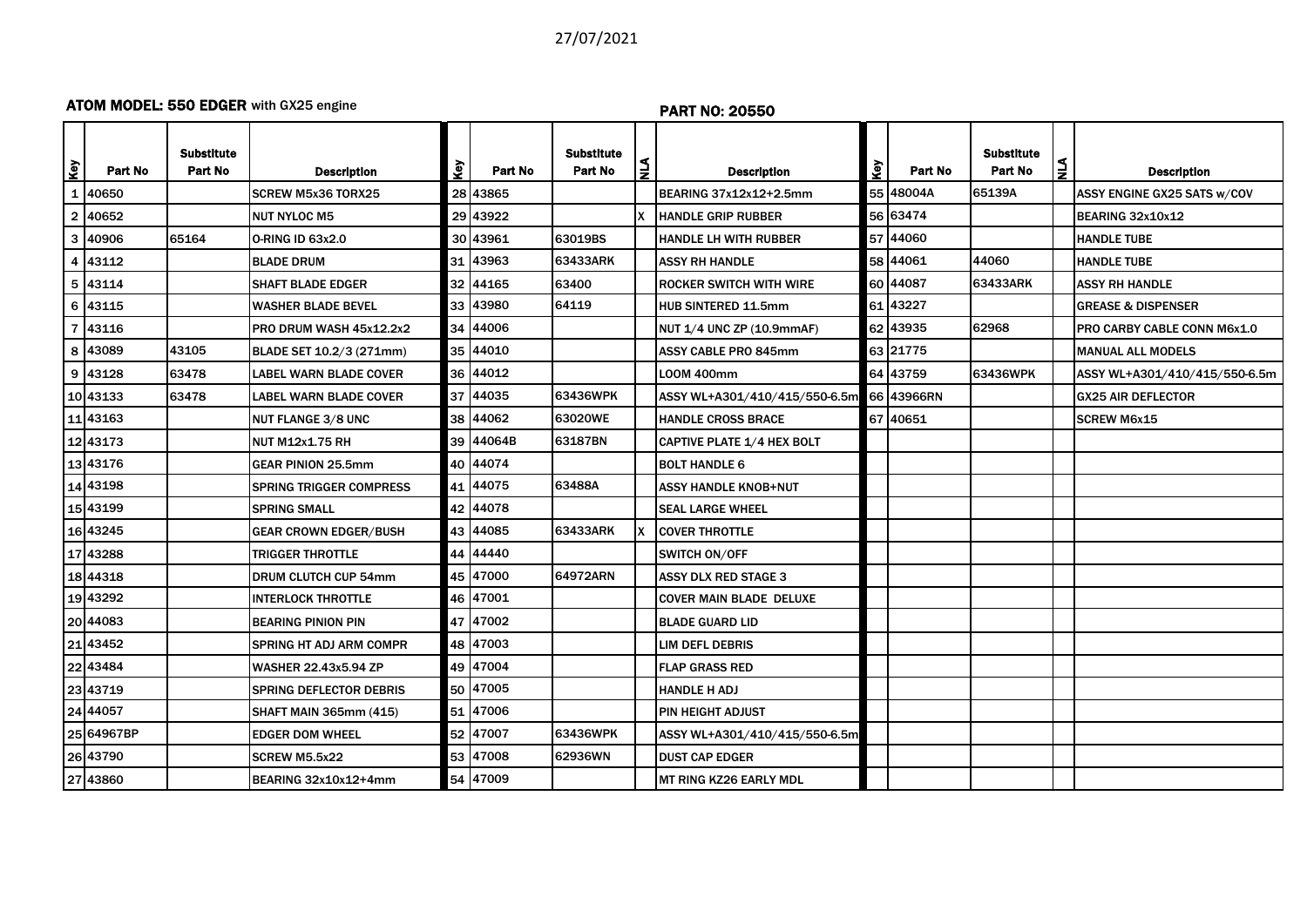27/07/2021

**ATOM MODEL: 550 EDGER** with GX25 engine

**PART NO: 20550**

| Key | Part No | Substitute Part No | Description | Key | Part No | Substitute Part No | NLA | Description | Key | Part No | Substitute Part No | NLA | Description |
|---|---|---|---|---|---|---|---|---|---|---|---|---|---|
| 1 | 40650 | | SCREW M5x36 TORX25 | 28 | 43865 | | | BEARING 37x12x12+2.5mm | 55 | 48004A | 65139A | | ASSY ENGINE GX25 SATS w/COV |
| 2 | 40652 | | NUT NYLOC M5 | 29 | 43922 | | X | HANDLE GRIP RUBBER | 56 | 63474 | | | BEARING 32x10x12 |
| 3 | 40906 | 65164 | O-RING ID 63x2.0 | 30 | 43961 | 63019BS | | HANDLE LH WITH RUBBER | 57 | 44060 | | | HANDLE TUBE |
| 4 | 43112 | | BLADE DRUM | 31 | 43963 | 63433ARK | | ASSY RH HANDLE | 58 | 44061 | 44060 | | HANDLE TUBE |
| 5 | 43114 | | SHAFT BLADE EDGER | 32 | 44165 | 63400 | | ROCKER SWITCH WITH WIRE | 60 | 44087 | 63433ARK | | ASSY RH HANDLE |
| 6 | 43115 | | WASHER BLADE BEVEL | 33 | 43980 | 64119 | | HUB SINTERED 11.5mm | 61 | 43227 | | | GREASE & DISPENSER |
| 7 | 43116 | | PRO DRUM WASH 45x12.2x2 | 34 | 44006 | | | NUT 1/4 UNC ZP (10.9mmAF) | 62 | 43935 | 62968 | | PRO CARBY CABLE CONN M6x1.0 |
| 8 | 43089 | 43105 | BLADE SET 10.2/3 (271mm) | 35 | 44010 | | | ASSY CABLE PRO 845mm | 63 | 21775 | | | MANUAL ALL MODELS |
| 9 | 43128 | 63478 | LABEL WARN BLADE COVER | 36 | 44012 | | | LOOM 400mm | 64 | 43759 | 63436WPK | | ASSY WL+A301/410/415/550-6.5m |
| 10 | 43133 | 63478 | LABEL WARN BLADE COVER | 37 | 44035 | 63436WPK | | ASSY WL+A301/410/415/550-6.5m | 66 | 43966RN | | | GX25 AIR DEFLECTOR |
| 11 | 43163 | | NUT FLANGE 3/8 UNC | 38 | 44062 | 63020WE | | HANDLE CROSS BRACE | 67 | 40651 | | | SCREW M6x15 |
| 12 | 43173 | | NUT M12x1.75 RH | 39 | 44064B | 63187BN | | CAPTIVE PLATE 1/4 HEX BOLT | | | | | |
| 13 | 43176 | | GEAR PINION 25.5mm | 40 | 44074 | | | BOLT HANDLE 6 | | | | | |
| 14 | 43198 | | SPRING TRIGGER COMPRESS | 41 | 44075 | 63488A | | ASSY HANDLE KNOB+NUT | | | | | |
| 15 | 43199 | | SPRING SMALL | 42 | 44078 | | | SEAL LARGE WHEEL | | | | | |
| 16 | 43245 | | GEAR CROWN EDGER/BUSH | 43 | 44085 | 63433ARK | X | COVER THROTTLE | | | | | |
| 17 | 43288 | | TRIGGER THROTTLE | 44 | 44440 | | | SWITCH ON/OFF | | | | | |
| 18 | 44318 | | DRUM CLUTCH CUP 54mm | 45 | 47000 | 64972ARN | | ASSY DLX RED STAGE 3 | | | | | |
| 19 | 43292 | | INTERLOCK THROTTLE | 46 | 47001 | | | COVER MAIN BLADE DELUXE | | | | | |
| 20 | 44083 | | BEARING PINION PIN | 47 | 47002 | | | BLADE GUARD LID | | | | | |
| 21 | 43452 | | SPRING HT ADJ ARM COMPR | 48 | 47003 | | | LIM DEFL DEBRIS | | | | | |
| 22 | 43484 | | WASHER 22.43x5.94 ZP | 49 | 47004 | | | FLAP GRASS RED | | | | | |
| 23 | 43719 | | SPRING DEFLECTOR DEBRIS | 50 | 47005 | | | HANDLE H ADJ | | | | | |
| 24 | 44057 | | SHAFT MAIN 365mm (415) | 51 | 47006 | | | PIN HEIGHT ADJUST | | | | | |
| 25 | 64967BP | | EDGER DOM WHEEL | 52 | 47007 | 63436WPK | | ASSY WL+A301/410/415/550-6.5m | | | | | |
| 26 | 43790 | | SCREW M5.5x22 | 53 | 47008 | 62936WN | | DUST CAP EDGER | | | | | |
| 27 | 43860 | | BEARING 32x10x12+4mm | 54 | 47009 | | | MT RING KZ26 EARLY MDL | | | | | |